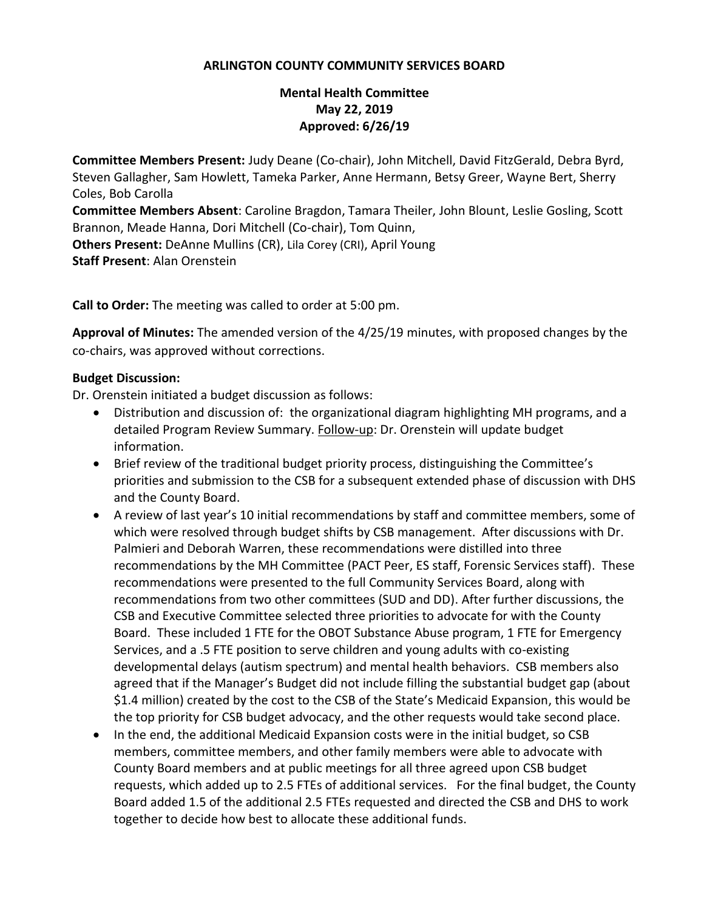**ARLINGTON COUNTY COMMUNITY SERVICES BOARD**

**Mental Health Committee**
**May 22, 2019**
**Approved: 6/26/19**

**Committee Members Present:** Judy Deane (Co-chair), John Mitchell, David FitzGerald, Debra Byrd, Steven Gallagher, Sam Howlett, Tameka Parker, Anne Hermann, Betsy Greer, Wayne Bert, Sherry Coles, Bob Carolla
**Committee Members Absent**: Caroline Bragdon, Tamara Theiler, John Blount, Leslie Gosling, Scott Brannon, Meade Hanna, Dori Mitchell (Co-chair), Tom Quinn,
**Others Present:** DeAnne Mullins (CR), Lila Corey (CRI), April Young
**Staff Present**: Alan Orenstein

**Call to Order:** The meeting was called to order at 5:00 pm.

**Approval of Minutes:** The amended version of the 4/25/19 minutes, with proposed changes by the co-chairs, was approved without corrections.

**Budget Discussion:**
Dr. Orenstein initiated a budget discussion as follows:

- Distribution and discussion of: the organizational diagram highlighting MH programs, and a detailed Program Review Summary. Follow-up: Dr. Orenstein will update budget information.
- Brief review of the traditional budget priority process, distinguishing the Committee's priorities and submission to the CSB for a subsequent extended phase of discussion with DHS and the County Board.
- A review of last year's 10 initial recommendations by staff and committee members, some of which were resolved through budget shifts by CSB management. After discussions with Dr. Palmieri and Deborah Warren, these recommendations were distilled into three recommendations by the MH Committee (PACT Peer, ES staff, Forensic Services staff). These recommendations were presented to the full Community Services Board, along with recommendations from two other committees (SUD and DD). After further discussions, the CSB and Executive Committee selected three priorities to advocate for with the County Board. These included 1 FTE for the OBOT Substance Abuse program, 1 FTE for Emergency Services, and a .5 FTE position to serve children and young adults with co-existing developmental delays (autism spectrum) and mental health behaviors. CSB members also agreed that if the Manager's Budget did not include filling the substantial budget gap (about $1.4 million) created by the cost to the CSB of the State's Medicaid Expansion, this would be the top priority for CSB budget advocacy, and the other requests would take second place.
- In the end, the additional Medicaid Expansion costs were in the initial budget, so CSB members, committee members, and other family members were able to advocate with County Board members and at public meetings for all three agreed upon CSB budget requests, which added up to 2.5 FTEs of additional services. For the final budget, the County Board added 1.5 of the additional 2.5 FTEs requested and directed the CSB and DHS to work together to decide how best to allocate these additional funds.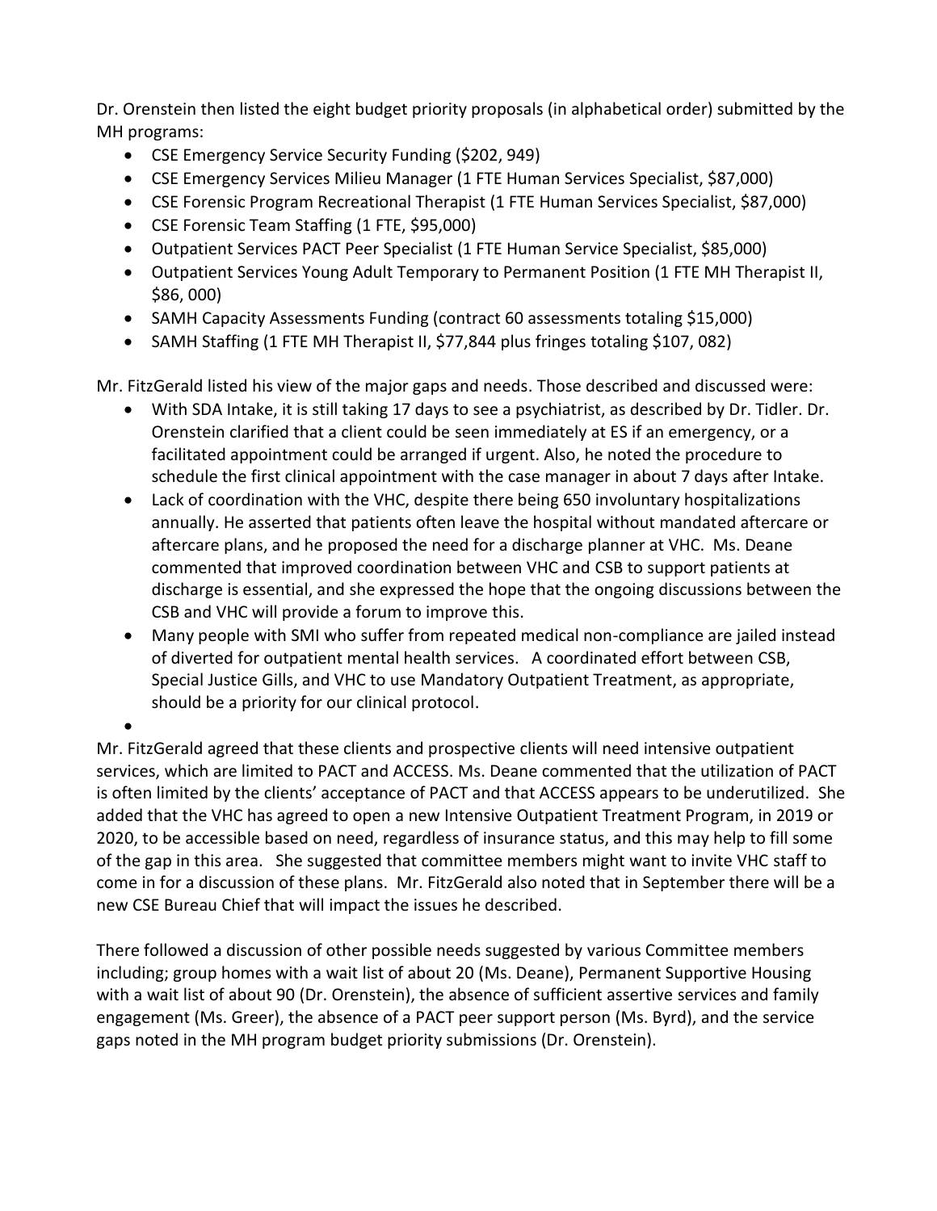Dr. Orenstein then listed the eight budget priority proposals (in alphabetical order) submitted by the MH programs:

- CSE Emergency Service Security Funding ($202, 949)
- CSE Emergency Services Milieu Manager (1 FTE Human Services Specialist, $87,000)
- CSE Forensic Program Recreational Therapist (1 FTE Human Services Specialist, $87,000)
- CSE Forensic Team Staffing (1 FTE, $95,000)
- Outpatient Services PACT Peer Specialist (1 FTE Human Service Specialist, $85,000)
- Outpatient Services Young Adult Temporary to Permanent Position (1 FTE MH Therapist II, $86, 000)
- SAMH Capacity Assessments Funding (contract 60 assessments totaling $15,000)
- SAMH Staffing (1 FTE MH Therapist II, $77,844 plus fringes totaling $107, 082)

Mr. FitzGerald listed his view of the major gaps and needs. Those described and discussed were:

- With SDA Intake, it is still taking 17 days to see a psychiatrist, as described by Dr. Tidler. Dr. Orenstein clarified that a client could be seen immediately at ES if an emergency, or a facilitated appointment could be arranged if urgent. Also, he noted the procedure to schedule the first clinical appointment with the case manager in about 7 days after Intake.
- Lack of coordination with the VHC, despite there being 650 involuntary hospitalizations annually. He asserted that patients often leave the hospital without mandated aftercare or aftercare plans, and he proposed the need for a discharge planner at VHC. Ms. Deane commented that improved coordination between VHC and CSB to support patients at discharge is essential, and she expressed the hope that the ongoing discussions between the CSB and VHC will provide a forum to improve this.
- Many people with SMI who suffer from repeated medical non-compliance are jailed instead of diverted for outpatient mental health services. A coordinated effort between CSB, Special Justice Gills, and VHC to use Mandatory Outpatient Treatment, as appropriate, should be a priority for our clinical protocol.

Mr. FitzGerald agreed that these clients and prospective clients will need intensive outpatient services, which are limited to PACT and ACCESS. Ms. Deane commented that the utilization of PACT is often limited by the clients' acceptance of PACT and that ACCESS appears to be underutilized. She added that the VHC has agreed to open a new Intensive Outpatient Treatment Program, in 2019 or 2020, to be accessible based on need, regardless of insurance status, and this may help to fill some of the gap in this area. She suggested that committee members might want to invite VHC staff to come in for a discussion of these plans. Mr. FitzGerald also noted that in September there will be a new CSE Bureau Chief that will impact the issues he described.

There followed a discussion of other possible needs suggested by various Committee members including; group homes with a wait list of about 20 (Ms. Deane), Permanent Supportive Housing with a wait list of about 90 (Dr. Orenstein), the absence of sufficient assertive services and family engagement (Ms. Greer), the absence of a PACT peer support person (Ms. Byrd), and the service gaps noted in the MH program budget priority submissions (Dr. Orenstein).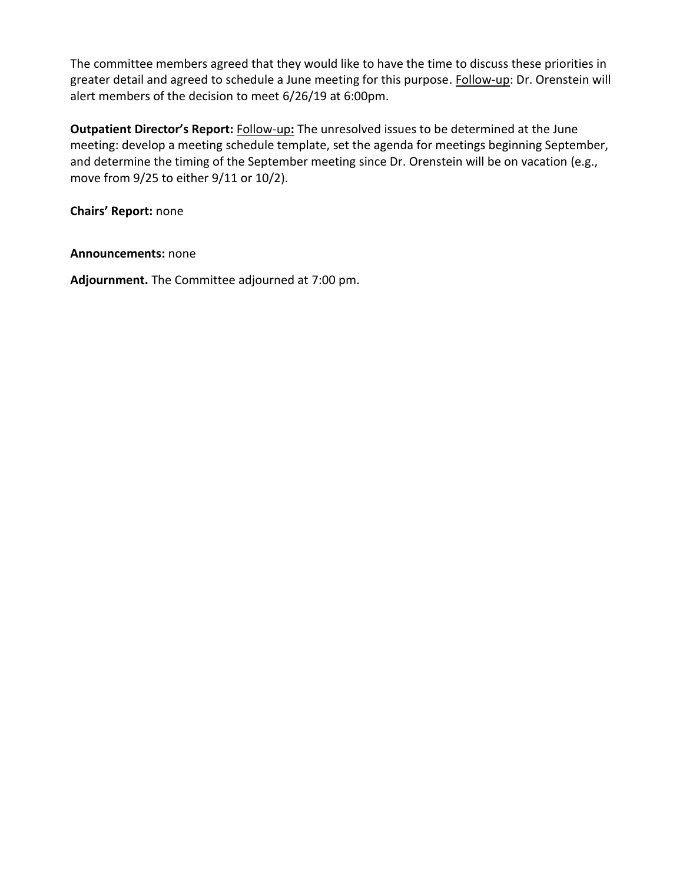The committee members agreed that they would like to have the time to discuss these priorities in greater detail and agreed to schedule a June meeting for this purpose. Follow-up: Dr. Orenstein will alert members of the decision to meet 6/26/19 at 6:00pm.

**Outpatient Director's Report:** Follow-up**:** The unresolved issues to be determined at the June meeting: develop a meeting schedule template, set the agenda for meetings beginning September, and determine the timing of the September meeting since Dr. Orenstein will be on vacation (e.g., move from 9/25 to either 9/11 or 10/2).

**Chairs' Report:** none

**Announcements:** none

**Adjournment.** The Committee adjourned at 7:00 pm.